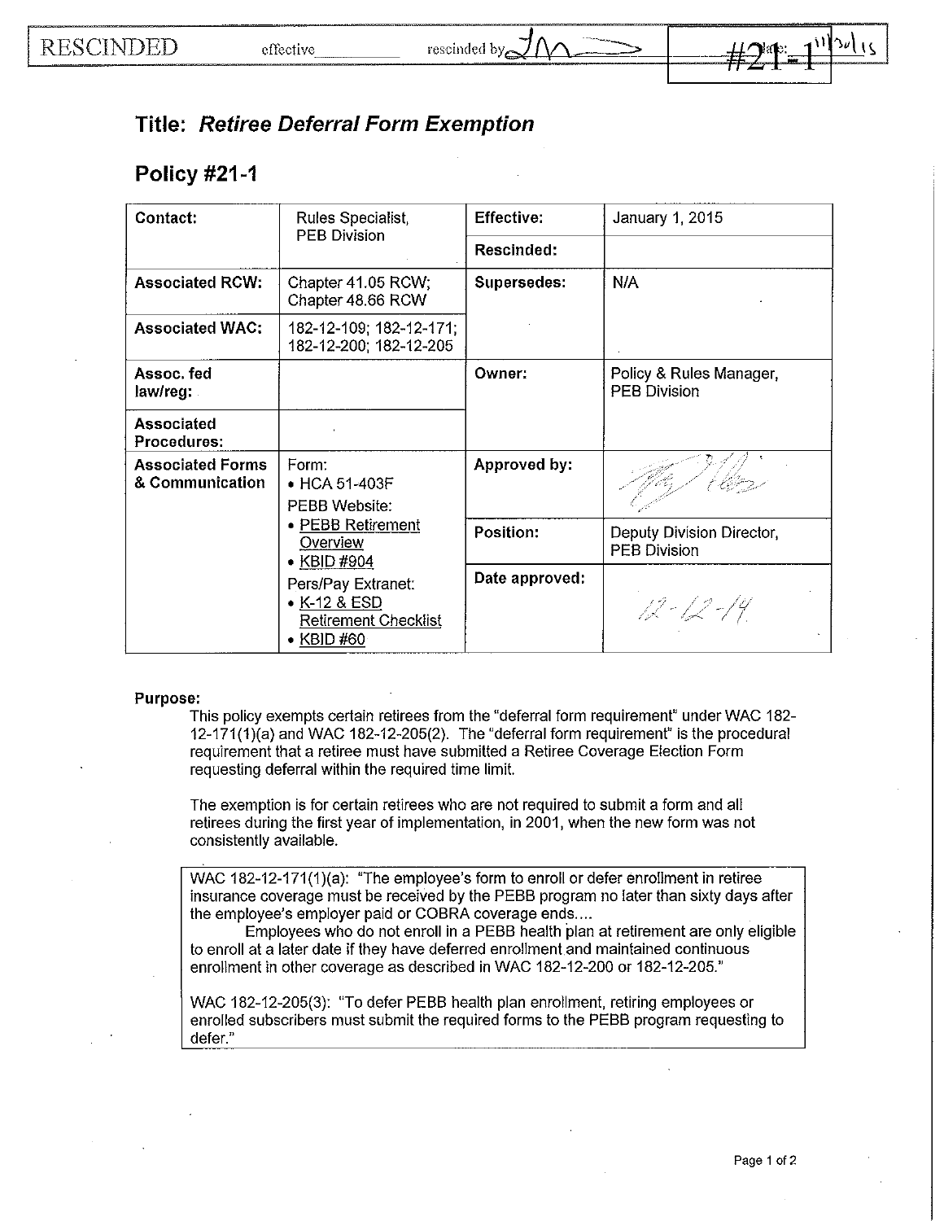RESCINDED effective ____ rescinded by JM → #21-1 date: 11/30/15

# Title: *Retiree Deferral Form Exemption*

## Policy #21-1

| Contact: | Rules Specialist, PEB Division | Effective: | January 1, 2015 |
|---|---|---|---|
| | | Rescinded: | |
| Associated RCW: | Chapter 41.05 RCW; Chapter 48.66 RCW | Supersedes: | N/A |
| Associated WAC: | 182-12-109; 182-12-171; 182-12-200; 182-12-205 | | |
| Assoc. fed law/reg: | | Owner: | Policy & Rules Manager, PEB Division |
| Associated Procedures: | | | |
| Associated Forms & Communication | Form: • HCA 51-403F PEBB Website: • PEBB Retirement Overview • KBID #904 Pers/Pay Extranet: • K-12 & ESD Retirement Checklist • KBID #60 | Approved by: | [signature] |
| | | Position: | Deputy Division Director, PEB Division |
| | | Date approved: | 12-12-14 |

**Purpose:**

This policy exempts certain retirees from the "deferral form requirement" under WAC 182-12-171(1)(a) and WAC 182-12-205(2). The "deferral form requirement" is the procedural requirement that a retiree must have submitted a Retiree Coverage Election Form requesting deferral within the required time limit.

The exemption is for certain retirees who are not required to submit a form and all retirees during the first year of implementation, in 2001, when the new form was not consistently available.

> WAC 182-12-171(1)(a): "The employee's form to enroll or defer enrollment in retiree insurance coverage must be received by the PEBB program no later than sixty days after the employee's employer paid or COBRA coverage ends....
>
> Employees who do not enroll in a PEBB health plan at retirement are only eligible to enroll at a later date if they have deferred enrollment and maintained continuous enrollment in other coverage as described in WAC 182-12-200 or 182-12-205."
>
> WAC 182-12-205(3): "To defer PEBB health plan enrollment, retiring employees or enrolled subscribers must submit the required forms to the PEBB program requesting to defer."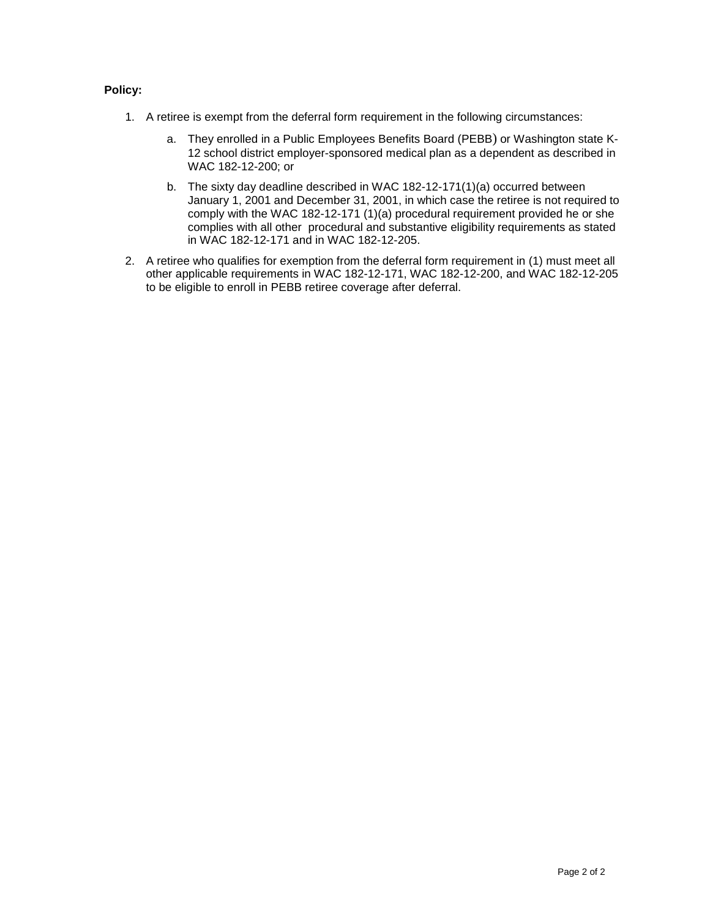**Policy:**

1. A retiree is exempt from the deferral form requirement in the following circumstances:

   a. They enrolled in a Public Employees Benefits Board (PEBB) or Washington state K-12 school district employer-sponsored medical plan as a dependent as described in WAC 182-12-200; or

   b. The sixty day deadline described in WAC 182-12-171(1)(a) occurred between January 1, 2001 and December 31, 2001, in which case the retiree is not required to comply with the WAC 182-12-171 (1)(a) procedural requirement provided he or she complies with all other procedural and substantive eligibility requirements as stated in WAC 182-12-171 and in WAC 182-12-205.

2. A retiree who qualifies for exemption from the deferral form requirement in (1) must meet all other applicable requirements in WAC 182-12-171, WAC 182-12-200, and WAC 182-12-205 to be eligible to enroll in PEBB retiree coverage after deferral.